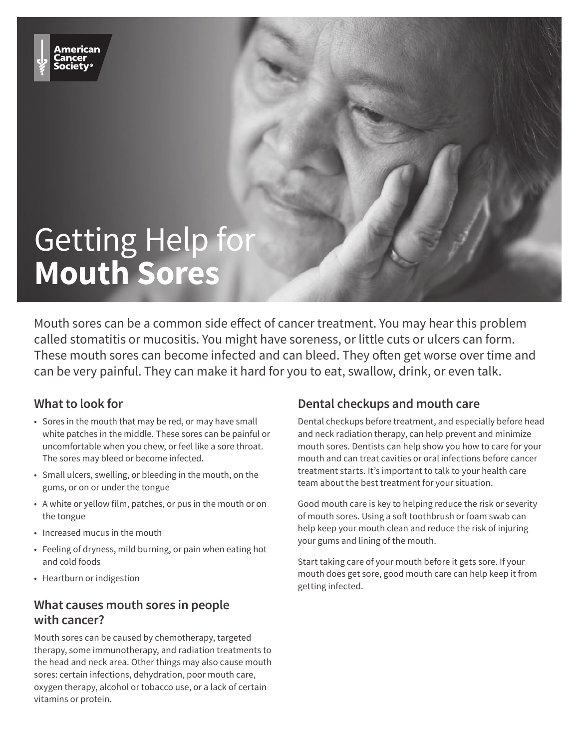American Cancer Society®

# Getting Help for **Mouth Sores**

Mouth sores can be a common side effect of cancer treatment. You may hear this problem called stomatitis or mucositis. You might have soreness, or little cuts or ulcers can form. These mouth sores can become infected and can bleed. They often get worse over time and can be very painful. They can make it hard for you to eat, swallow, drink, or even talk.

## What to look for

- Sores in the mouth that may be red, or may have small white patches in the middle. These sores can be painful or uncomfortable when you chew, or feel like a sore throat. The sores may bleed or become infected.
- Small ulcers, swelling, or bleeding in the mouth, on the gums, or on or under the tongue
- A white or yellow film, patches, or pus in the mouth or on the tongue
- Increased mucus in the mouth
- Feeling of dryness, mild burning, or pain when eating hot and cold foods
- Heartburn or indigestion

## What causes mouth sores in people with cancer?

Mouth sores can be caused by chemotherapy, targeted therapy, some immunotherapy, and radiation treatments to the head and neck area. Other things may also cause mouth sores: certain infections, dehydration, poor mouth care, oxygen therapy, alcohol or tobacco use, or a lack of certain vitamins or protein.

## Dental checkups and mouth care

Dental checkups before treatment, and especially before head and neck radiation therapy, can help prevent and minimize mouth sores. Dentists can help show you how to care for your mouth and can treat cavities or oral infections before cancer treatment starts. It's important to talk to your health care team about the best treatment for your situation.

Good mouth care is key to helping reduce the risk or severity of mouth sores. Using a soft toothbrush or foam swab can help keep your mouth clean and reduce the risk of injuring your gums and lining of the mouth.

Start taking care of your mouth before it gets sore. If your mouth does get sore, good mouth care can help keep it from getting infected.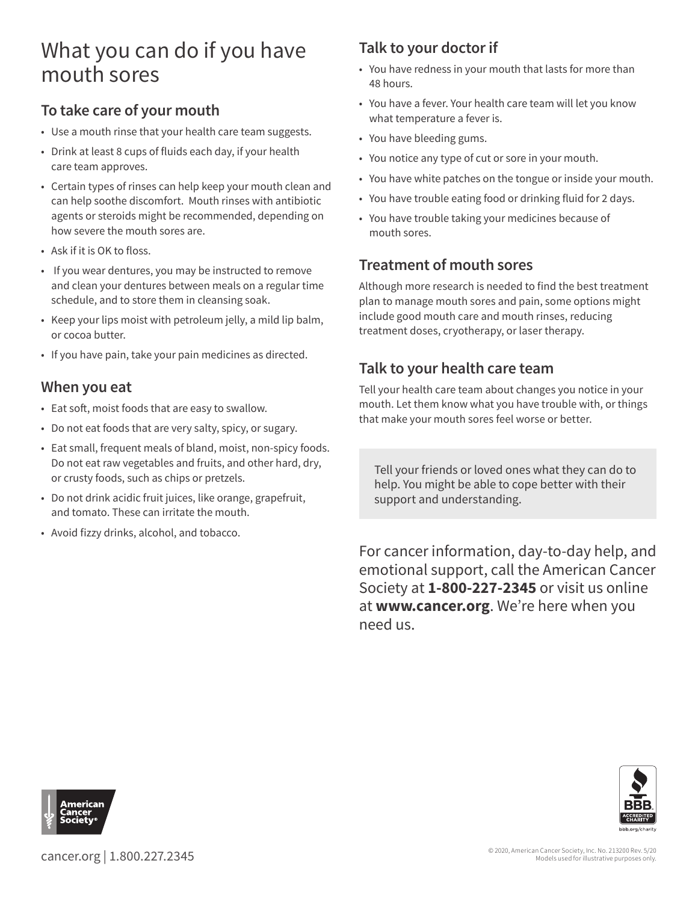# What you can do if you have mouth sores

## To take care of your mouth

- Use a mouth rinse that your health care team suggests.
- Drink at least 8 cups of fluids each day, if your health care team approves.
- Certain types of rinses can help keep your mouth clean and can help soothe discomfort. Mouth rinses with antibiotic agents or steroids might be recommended, depending on how severe the mouth sores are.
- Ask if it is OK to floss.
- If you wear dentures, you may be instructed to remove and clean your dentures between meals on a regular time schedule, and to store them in cleansing soak.
- Keep your lips moist with petroleum jelly, a mild lip balm, or cocoa butter.
- If you have pain, take your pain medicines as directed.

## When you eat

- Eat soft, moist foods that are easy to swallow.
- Do not eat foods that are very salty, spicy, or sugary.
- Eat small, frequent meals of bland, moist, non-spicy foods. Do not eat raw vegetables and fruits, and other hard, dry, or crusty foods, such as chips or pretzels.
- Do not drink acidic fruit juices, like orange, grapefruit, and tomato. These can irritate the mouth.
- Avoid fizzy drinks, alcohol, and tobacco.

## Talk to your doctor if

- You have redness in your mouth that lasts for more than 48 hours.
- You have a fever. Your health care team will let you know what temperature a fever is.
- You have bleeding gums.
- You notice any type of cut or sore in your mouth.
- You have white patches on the tongue or inside your mouth.
- You have trouble eating food or drinking fluid for 2 days.
- You have trouble taking your medicines because of mouth sores.

## Treatment of mouth sores

Although more research is needed to find the best treatment plan to manage mouth sores and pain, some options might include good mouth care and mouth rinses, reducing treatment doses, cryotherapy, or laser therapy.

## Talk to your health care team

Tell your health care team about changes you notice in your mouth. Let them know what you have trouble with, or things that make your mouth sores feel worse or better.

Tell your friends or loved ones what they can do to help. You might be able to cope better with their support and understanding.

For cancer information, day-to-day help, and emotional support, call the American Cancer Society at **1-800-227-2345** or visit us online at **www.cancer.org**. We're here when you need us.

American Cancer Society®

cancer.org | 1.800.227.2345

© 2020, American Cancer Society, Inc. No. 213200 Rev. 5/20
Models used for illustrative purposes only.